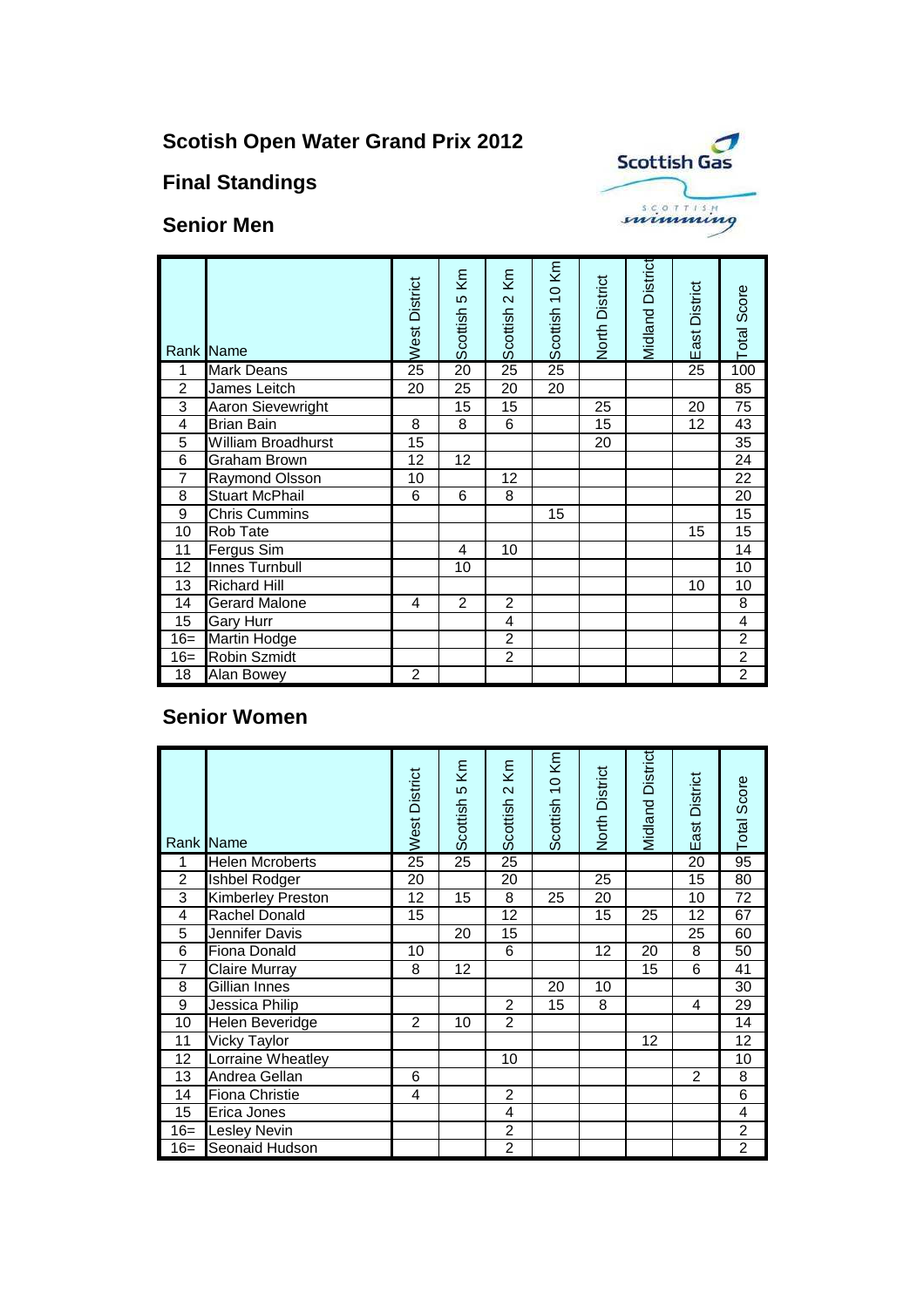# Scottish Open Water Grand Prix 2012

## Final Standings

### Senior Men

| Rank | Name | West District | Scottish 5 Km | Scottish 2 Km | Scottish 10 Km | North District | Midland District | East District | Total Score |
|---|---|---|---|---|---|---|---|---|---|
| 1 | Mark Deans | 25 | 20 | 25 | 25 | | | 25 | 100 |
| 2 | James Leitch | 20 | 25 | 20 | 20 | | | | 85 |
| 3 | Aaron Sievewright | | 15 | 15 | | 25 | | 20 | 75 |
| 4 | Brian Bain | 8 | 8 | 6 | | 15 | | 12 | 43 |
| 5 | William Broadhurst | 15 | | | | 20 | | | 35 |
| 6 | Graham Brown | 12 | 12 | | | | | | 24 |
| 7 | Raymond Olsson | 10 | | 12 | | | | | 22 |
| 8 | Stuart McPhail | 6 | 6 | 8 | | | | | 20 |
| 9 | Chris Cummins | | | | 15 | | | | 15 |
| 10 | Rob Tate | | | | | | | 15 | 15 |
| 11 | Fergus Sim | | 4 | 10 | | | | | 14 |
| 12 | Innes Turnbull | | 10 | | | | | | 10 |
| 13 | Richard Hill | | | | | | | 10 | 10 |
| 14 | Gerard Malone | 4 | 2 | 2 | | | | | 8 |
| 15 | Gary Hurr | | | 4 | | | | | 4 |
| 16= | Martin Hodge | | | 2 | | | | | 2 |
| 16= | Robin Szmidt | | | 2 | | | | | 2 |
| 18 | Alan Bowey | 2 | | | | | | | 2 |

### Senior Women

| Rank | Name | West District | Scottish 5 Km | Scottish 2 Km | Scottish 10 Km | North District | Midland District | East District | Total Score |
|---|---|---|---|---|---|---|---|---|---|
| 1 | Helen Mcroberts | 25 | 25 | 25 | | | | 20 | 95 |
| 2 | Ishbel Rodger | 20 | | 20 | | 25 | | 15 | 80 |
| 3 | Kimberley Preston | 12 | 15 | 8 | 25 | 20 | | 10 | 72 |
| 4 | Rachel Donald | 15 | | 12 | | 15 | 25 | 12 | 67 |
| 5 | Jennifer Davis | | 20 | 15 | | | | 25 | 60 |
| 6 | Fiona Donald | 10 | | 6 | | 12 | 20 | 8 | 50 |
| 7 | Claire Murray | 8 | 12 | | | | 15 | 6 | 41 |
| 8 | Gillian Innes | | | | 20 | 10 | | | 30 |
| 9 | Jessica Philip | | | 2 | 15 | 8 | | 4 | 29 |
| 10 | Helen Beveridge | 2 | 10 | 2 | | | | | 14 |
| 11 | Vicky Taylor | | | | | | 12 | | 12 |
| 12 | Lorraine Wheatley | | | 10 | | | | | 10 |
| 13 | Andrea Gellan | 6 | | | | | | 2 | 8 |
| 14 | Fiona Christie | 4 | | 2 | | | | | 6 |
| 15 | Erica Jones | | | 4 | | | | | 4 |
| 16= | Lesley Nevin | | | 2 | | | | | 2 |
| 16= | Seonaid Hudson | | | 2 | | | | | 2 |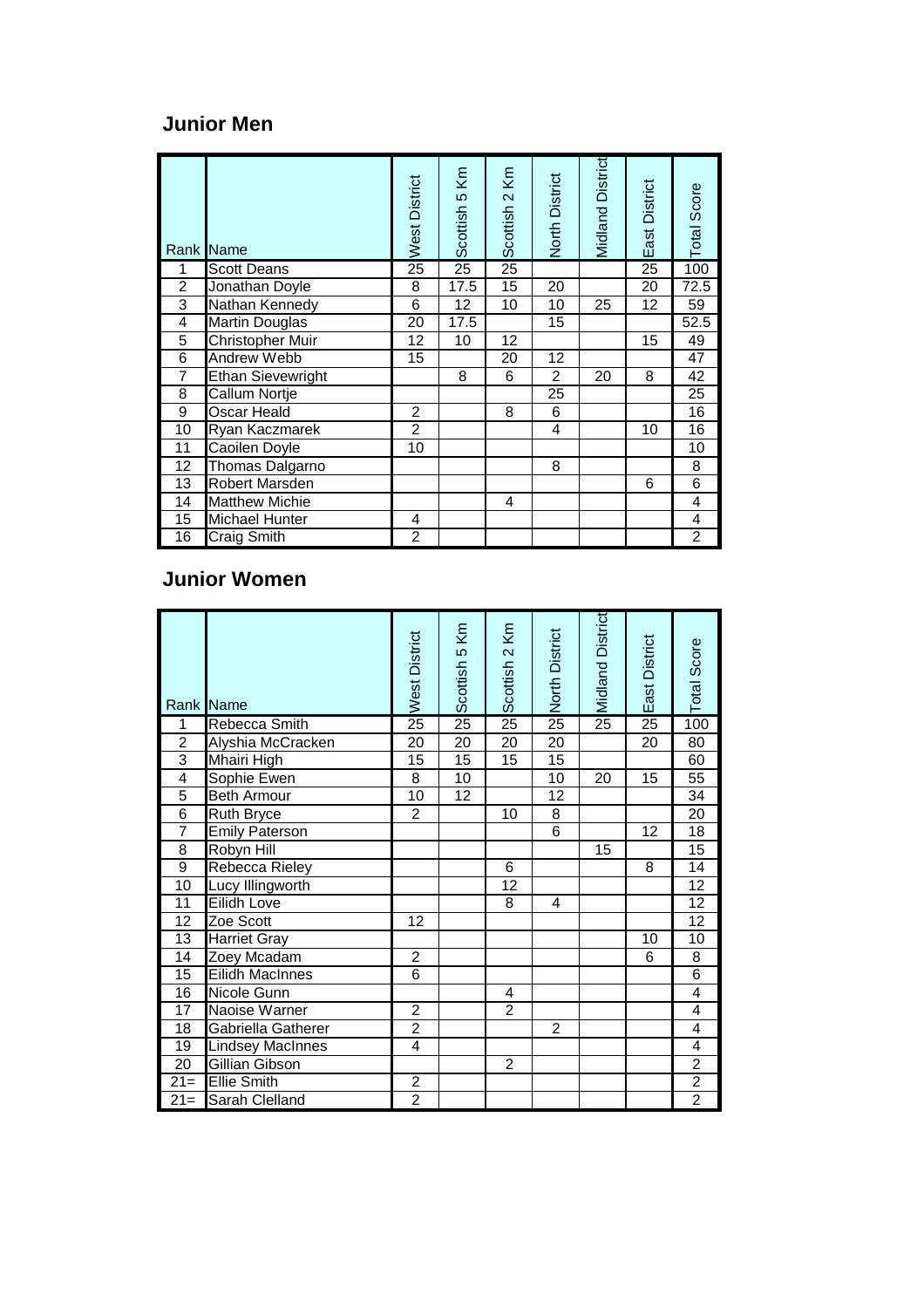## Junior Men

| Rank | Name | West District | Scottish 5 Km | Scottish 2 Km | North District | Midland District | East District | Total Score |
|---|---|---|---|---|---|---|---|---|
| 1 | Scott Deans | 25 | 25 | 25 | | | 25 | 100 |
| 2 | Jonathan Doyle | 8 | 17.5 | 15 | 20 | | 20 | 72.5 |
| 3 | Nathan Kennedy | 6 | 12 | 10 | 10 | 25 | 12 | 59 |
| 4 | Martin Douglas | 20 | 17.5 | | 15 | | | 52.5 |
| 5 | Christopher Muir | 12 | 10 | 12 | | | 15 | 49 |
| 6 | Andrew Webb | 15 | | 20 | 12 | | | 47 |
| 7 | Ethan Sievewright | | 8 | 6 | 2 | 20 | 8 | 42 |
| 8 | Callum Nortje | | | | 25 | | | 25 |
| 9 | Oscar Heald | 2 | | 8 | 6 | | | 16 |
| 10 | Ryan Kaczmarek | 2 | | | 4 | | 10 | 16 |
| 11 | Caoilen Doyle | 10 | | | | | | 10 |
| 12 | Thomas Dalgarno | | | | 8 | | | 8 |
| 13 | Robert Marsden | | | | | | 6 | 6 |
| 14 | Matthew Michie | | | 4 | | | | 4 |
| 15 | Michael Hunter | 4 | | | | | | 4 |
| 16 | Craig Smith | 2 | | | | | | 2 |

## Junior Women

| Rank | Name | West District | Scottish 5 Km | Scottish 2 Km | North District | Midland District | East District | Total Score |
|---|---|---|---|---|---|---|---|---|
| 1 | Rebecca Smith | 25 | 25 | 25 | 25 | 25 | 25 | 100 |
| 2 | Alyshia McCracken | 20 | 20 | 20 | 20 | | 20 | 80 |
| 3 | Mhairi High | 15 | 15 | 15 | 15 | | | 60 |
| 4 | Sophie Ewen | 8 | 10 | | 10 | 20 | 15 | 55 |
| 5 | Beth Armour | 10 | 12 | | 12 | | | 34 |
| 6 | Ruth Bryce | 2 | | 10 | 8 | | | 20 |
| 7 | Emily Paterson | | | | 6 | | 12 | 18 |
| 8 | Robyn Hill | | | | | 15 | | 15 |
| 9 | Rebecca Rieley | | | 6 | | | 8 | 14 |
| 10 | Lucy Illingworth | | | 12 | | | | 12 |
| 11 | Eilidh Love | | | 8 | 4 | | | 12 |
| 12 | Zoe Scott | 12 | | | | | | 12 |
| 13 | Harriet Gray | | | | | | 10 | 10 |
| 14 | Zoey Mcadam | 2 | | | | | 6 | 8 |
| 15 | Eilidh MacInnes | 6 | | | | | | 6 |
| 16 | Nicole Gunn | | | 4 | | | | 4 |
| 17 | Naoise Warner | 2 | | 2 | | | | 4 |
| 18 | Gabriella Gatherer | 2 | | | 2 | | | 4 |
| 19 | Lindsey MacInnes | 4 | | | | | | 4 |
| 20 | Gillian Gibson | | | 2 | | | | 2 |
| 21= | Ellie Smith | 2 | | | | | | 2 |
| 21= | Sarah Clelland | 2 | | | | | | 2 |